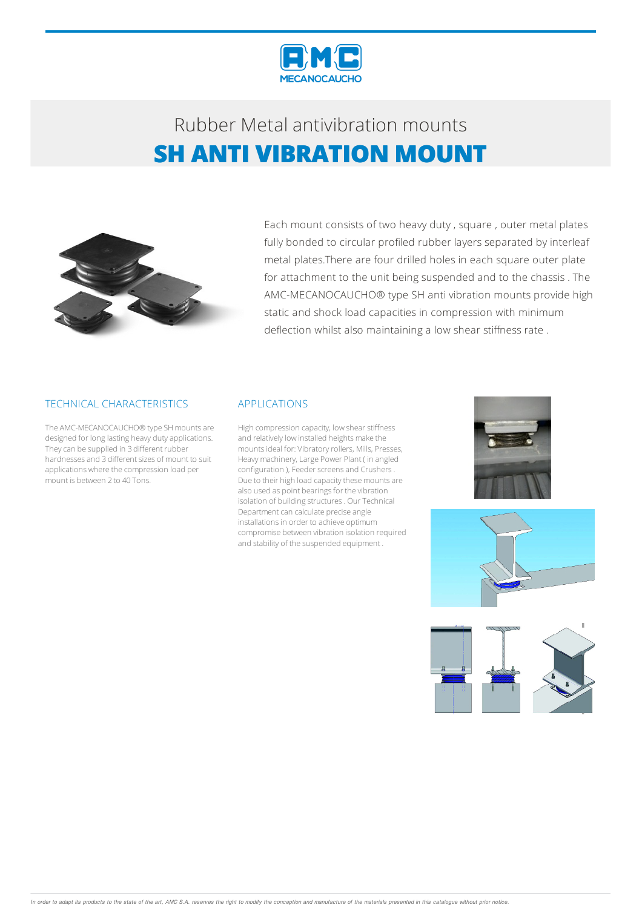Rubber Metal antivibration mounts

# SH ANTI VIBRATION MOUNT

Each mount consists of two heavy duty , square , outer metal plates fully bonded to circular profiled rubber layers separated by interleaf metal plates.There are four drilled holes in each square outer plate for attachment to the unit being suspended and to the chassis . The AMC-MECANOCAUCHO® type SH anti vibration mounts provide high static and shock load capacities in compression with minimum deflection whilst also maintaining a low shear stiffness rate .

## TECHNICAL CHARACTERISTICS

The AMC-MECANOCAUCHO® type SH mounts are designed for long lasting heavy duty applications. They can be supplied in 3 different rubber hardnesses and 3 different sizes of mount to suit applications where the compression load per mount is between 2 to 40 Tons.

## APPLICATIONS

High compression capacity, low shear stiffness and relatively low installed heights make the mounts ideal for: Vibratory rollers, Mills, Presses, Heavy machinery, Large Power Plant ( in angled configuration ), Feeder screens and Crushers . Due to their high load capacity these mounts are also used as point bearings for the vibration isolation of building structures . Our Technical Department can calculate precise angle installations in order to achieve optimum compromise between vibration isolation required and stability of the suspended equipment .

*In order to adapt its products to the state of the art, AMC S.A. reserves the right to modify the conception and manufacture of the materials presented in this catalogue without prior notice.*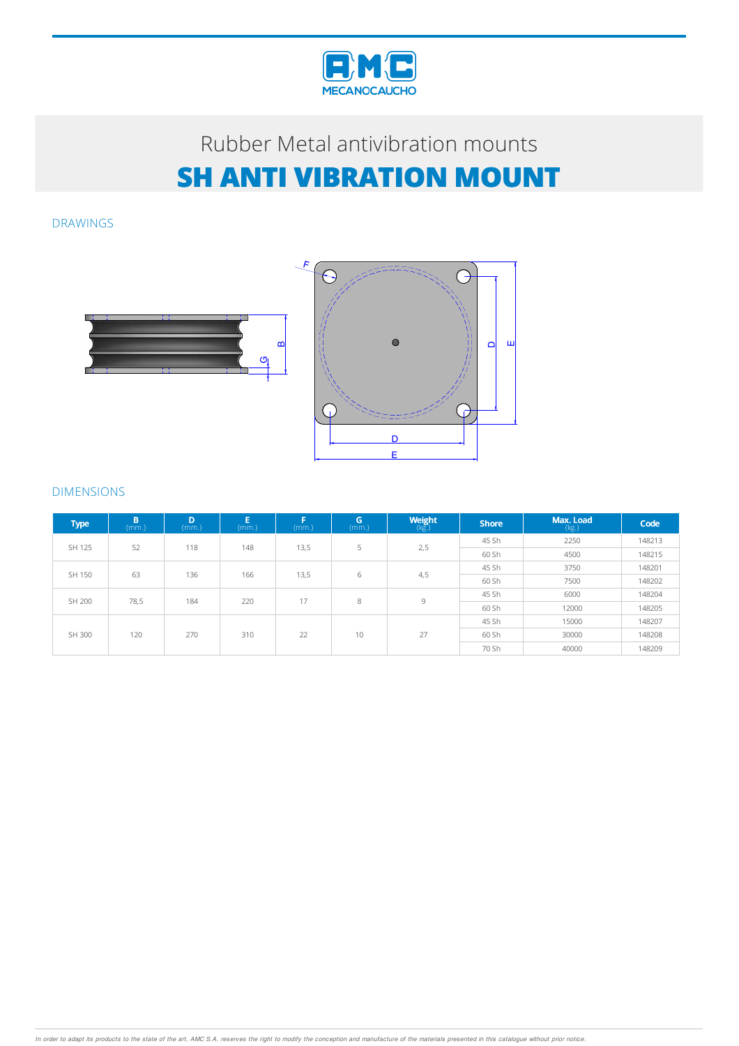Rubber Metal antivibration mounts

# SH ANTI VIBRATION MOUNT

## DRAWINGS

## DIMENSIONS

| Type | B (mm.) | D (mm.) | E (mm.) | F (mm.) | G (mm.) | Weight (Kg.) | Shore | Max. Load (kg.) | Code |
|---|---|---|---|---|---|---|---|---|---|
| SH 125 | 52 | 118 | 148 | 13,5 | 5 | 2,5 | 45 Sh | 2250 | 148213 |
| | | | | | | | 60 Sh | 4500 | 148215 |
| SH 150 | 63 | 136 | 166 | 13,5 | 6 | 4,5 | 45 Sh | 3750 | 148201 |
| | | | | | | | 60 Sh | 7500 | 148202 |
| SH 200 | 78,5 | 184 | 220 | 17 | 8 | 9 | 45 Sh | 6000 | 148204 |
| | | | | | | | 60 Sh | 12000 | 148205 |
| SH 300 | 120 | 270 | 310 | 22 | 10 | 27 | 45 Sh | 15000 | 148207 |
| | | | | | | | 60 Sh | 30000 | 148208 |
| | | | | | | | 70 Sh | 40000 | 148209 |

*In order to adapt its products to the state of the art, AMC S.A. reserves the right to modify the conception and manufacture of the materials presented in this catalogue without prior notice.*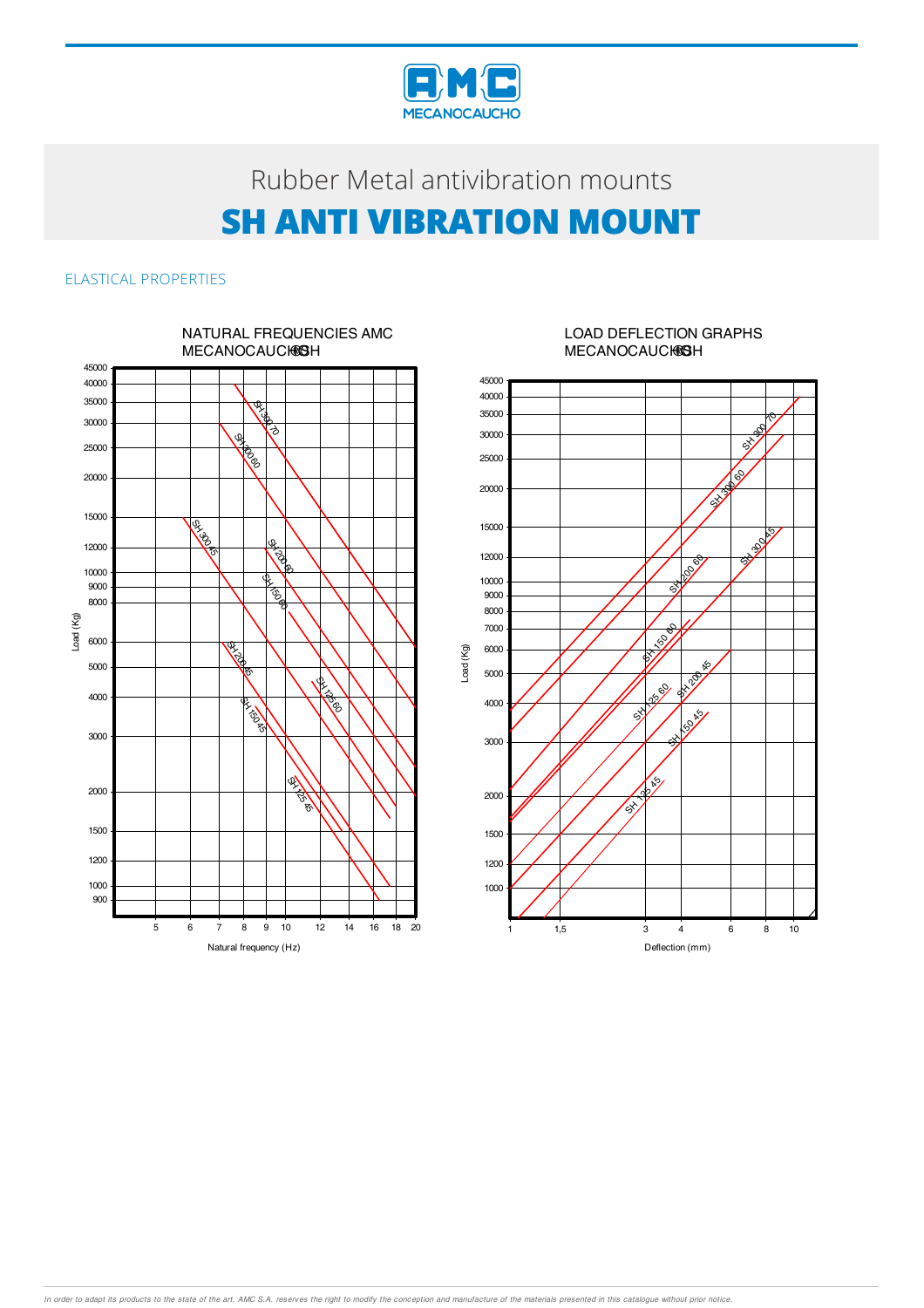# Rubber Metal antivibration mounts

# SH ANTI VIBRATION MOUNT

## ELASTICAL PROPERTIES

NATURAL FREQUENCIES AMC MECANOCAUCHO SH

Load (Kg)

45000
40000
35000
30000
25000
20000
15000
12000
10000
9000
8000
6000
5000
4000
3000
2000
1500
1200
1000
900

5 6 7 8 9 10 12 14 16 18 20

Natural frequency (Hz)

SH 300 70
SH 300 60
SH 300 45
SH 200 60
SH 150 60
SH 125 60
SH 200 45
SH 150 45
SH 125 45

LOAD DEFLECTION GRAPHS MECANOCAUCHO SH

Load (Kg)

45000
40000
35000
30000
25000
20000
15000
12000
10000
9000
8000
7000
6000
5000
4000
3000
2000
1500
1200
1000

1 1,5 3 4 6 8 10

Deflection (mm)

SH 300 70
SH 300 60
SH 300 45
SH 200 60
SH 150 60
SH 125 60
SH 200 45
SH 150 45
SH 125 45

*In order to adapt its products to the state of the art, AMC S.A. reserves the right to modify the conception and manufacture of the materials presented in this catalogue without prior notice.*